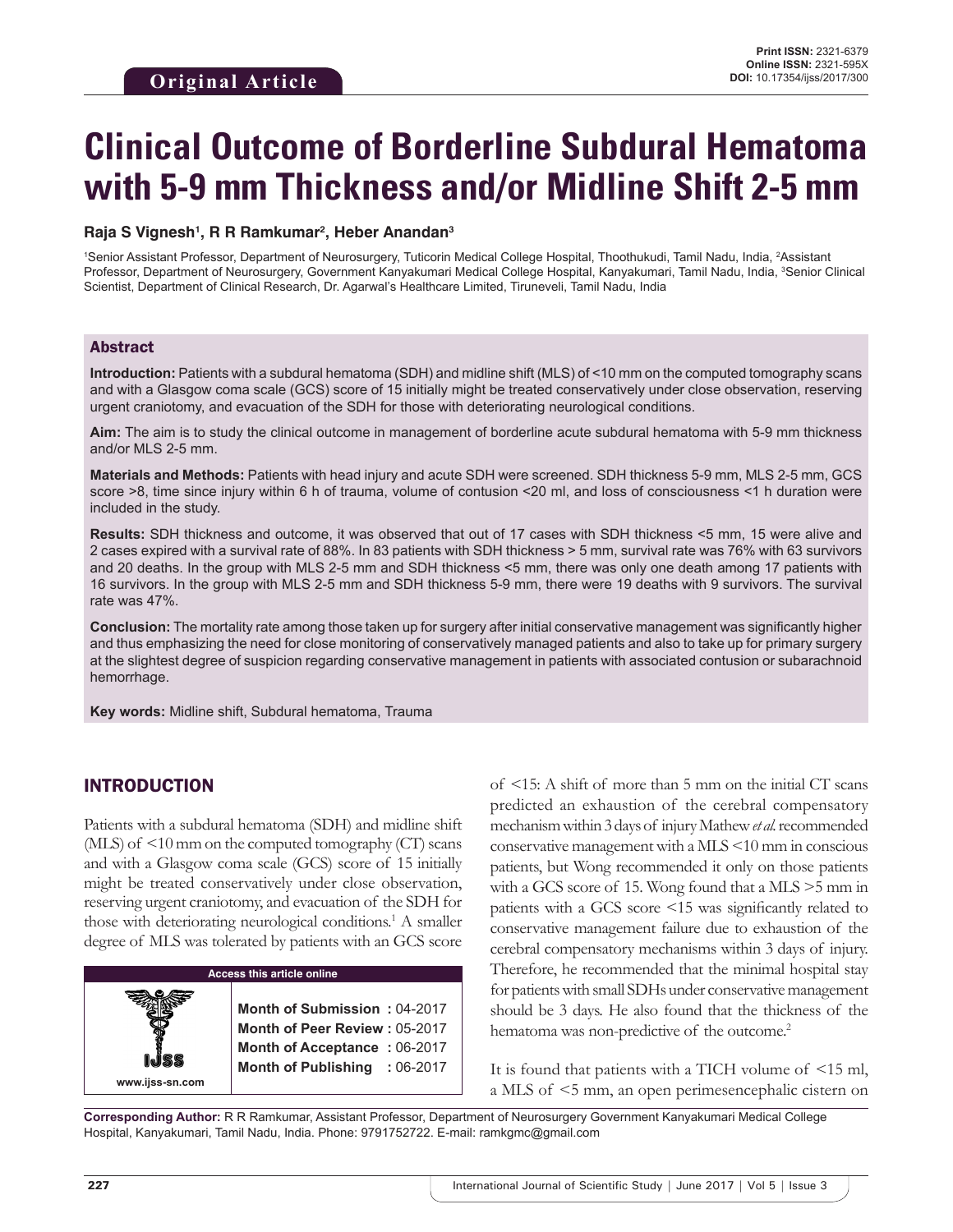**Original Article**

# Clinical Outcome of Borderline Subdural Hematoma with 5-9 mm Thickness and/or Midline Shift 2-5 mm

**Raja S Vignesh[1], R R Ramkumar[2], Heber Anandan[3]**

[1]Senior Assistant Professor, Department of Neurosurgery, Tuticorin Medical College Hospital, Thoothukudi, Tamil Nadu, India, [2]Assistant Professor, Department of Neurosurgery, Government Kanyakumari Medical College Hospital, Kanyakumari, Tamil Nadu, India, [3]Senior Clinical Scientist, Department of Clinical Research, Dr. Agarwal's Healthcare Limited, Tiruneveli, Tamil Nadu, India

## Abstract

**Introduction:** Patients with a subdural hematoma (SDH) and midline shift (MLS) of <10 mm on the computed tomography scans and with a Glasgow coma scale (GCS) score of 15 initially might be treated conservatively under close observation, reserving urgent craniotomy, and evacuation of the SDH for those with deteriorating neurological conditions.

**Aim:** The aim is to study the clinical outcome in management of borderline acute subdural hematoma with 5-9 mm thickness and/or MLS 2-5 mm.

**Materials and Methods:** Patients with head injury and acute SDH were screened. SDH thickness 5-9 mm, MLS 2-5 mm, GCS score >8, time since injury within 6 h of trauma, volume of contusion <20 ml, and loss of consciousness <1 h duration were included in the study.

**Results:** SDH thickness and outcome, it was observed that out of 17 cases with SDH thickness <5 mm, 15 were alive and 2 cases expired with a survival rate of 88%. In 83 patients with SDH thickness > 5 mm, survival rate was 76% with 63 survivors and 20 deaths. In the group with MLS 2-5 mm and SDH thickness <5 mm, there was only one death among 17 patients with 16 survivors. In the group with MLS 2-5 mm and SDH thickness 5-9 mm, there were 19 deaths with 9 survivors. The survival rate was 47%.

**Conclusion:** The mortality rate among those taken up for surgery after initial conservative management was significantly higher and thus emphasizing the need for close monitoring of conservatively managed patients and also to take up for primary surgery at the slightest degree of suspicion regarding conservative management in patients with associated contusion or subarachnoid hemorrhage.

**Key words:** Midline shift, Subdural hematoma, Trauma

## INTRODUCTION

Patients with a subdural hematoma (SDH) and midline shift (MLS) of <10 mm on the computed tomography (CT) scans and with a Glasgow coma scale (GCS) score of 15 initially might be treated conservatively under close observation, reserving urgent craniotomy, and evacuation of the SDH for those with deteriorating neurological conditions.[1] A smaller degree of MLS was tolerated by patients with an GCS score of <15: A shift of more than 5 mm on the initial CT scans predicted an exhaustion of the cerebral compensatory mechanism within 3 days of injury Mathew *et al.* recommended conservative management with a MLS <10 mm in conscious patients, but Wong recommended it only on those patients with a GCS score of 15. Wong found that a MLS >5 mm in patients with a GCS score <15 was significantly related to conservative management failure due to exhaustion of the cerebral compensatory mechanisms within 3 days of injury. Therefore, he recommended that the minimal hospital stay for patients with small SDHs under conservative management should be 3 days. He also found that the thickness of the hematoma was non-predictive of the outcome.[2]

It is found that patients with a TICH volume of <15 ml, a MLS of <5 mm, an open perimesencephalic cistern on

**Access this article online**

www.ijss-sn.com

**Month of Submission :** 04-2017
**Month of Peer Review :** 05-2017
**Month of Acceptance :** 06-2017
**Month of Publishing :** 06-2017

**Corresponding Author:** R R Ramkumar, Assistant Professor, Department of Neurosurgery Government Kanyakumari Medical College Hospital, Kanyakumari, Tamil Nadu, India. Phone: 9791752722. E-mail: ramkgmc@gmail.com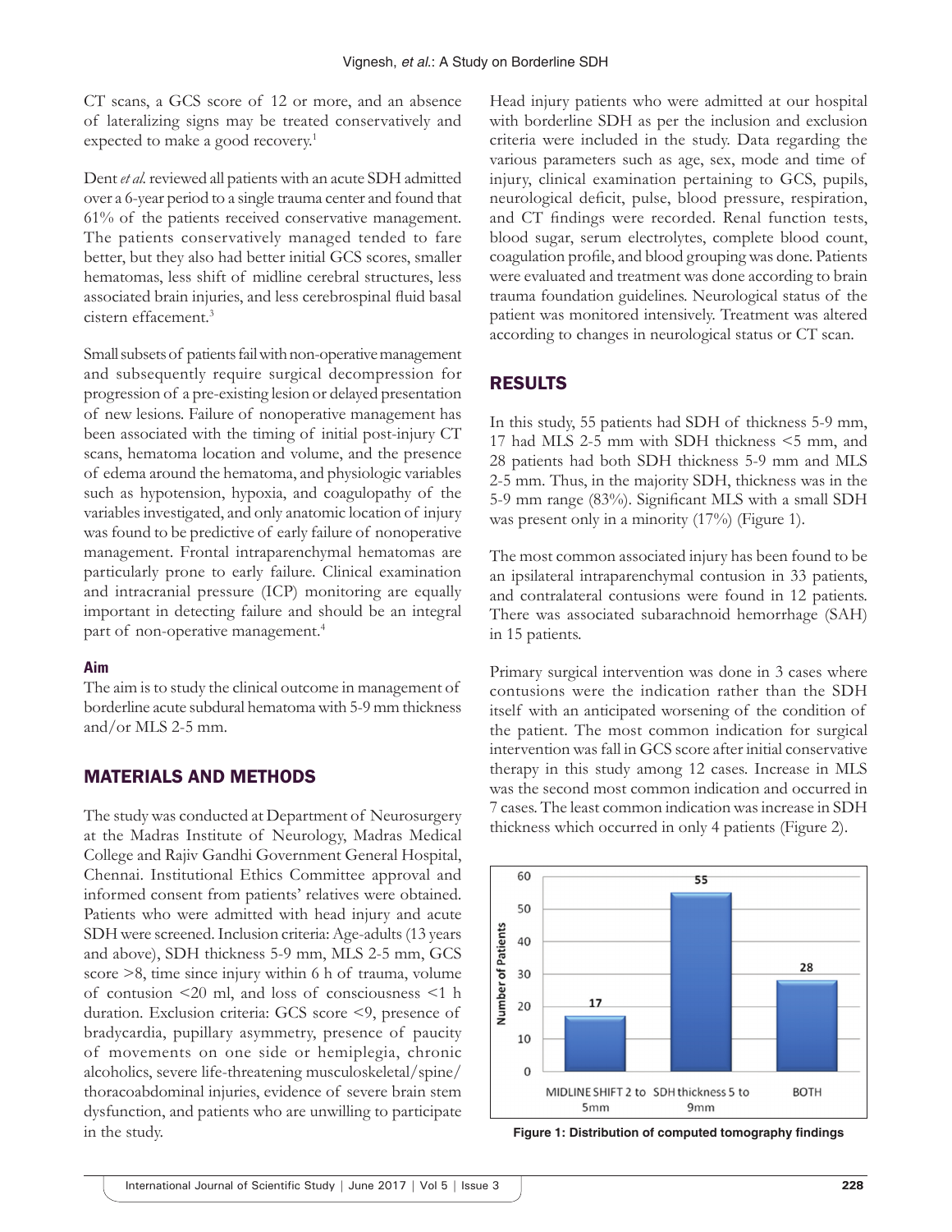CT scans, a GCS score of 12 or more, and an absence of lateralizing signs may be treated conservatively and expected to make a good recovery.[1]

Dent *et al*. reviewed all patients with an acute SDH admitted over a 6-year period to a single trauma center and found that 61% of the patients received conservative management. The patients conservatively managed tended to fare better, but they also had better initial GCS scores, smaller hematomas, less shift of midline cerebral structures, less associated brain injuries, and less cerebrospinal fluid basal cistern effacement.[3]

Small subsets of patients fail with non-operative management and subsequently require surgical decompression for progression of a pre-existing lesion or delayed presentation of new lesions. Failure of nonoperative management has been associated with the timing of initial post-injury CT scans, hematoma location and volume, and the presence of edema around the hematoma, and physiologic variables such as hypotension, hypoxia, and coagulopathy of the variables investigated, and only anatomic location of injury was found to be predictive of early failure of nonoperative management. Frontal intraparenchymal hematomas are particularly prone to early failure. Clinical examination and intracranial pressure (ICP) monitoring are equally important in detecting failure and should be an integral part of non-operative management.[4]

### Aim

The aim is to study the clinical outcome in management of borderline acute subdural hematoma with 5-9 mm thickness and/or MLS 2-5 mm.

## MATERIALS AND METHODS

The study was conducted at Department of Neurosurgery at the Madras Institute of Neurology, Madras Medical College and Rajiv Gandhi Government General Hospital, Chennai. Institutional Ethics Committee approval and informed consent from patients' relatives were obtained. Patients who were admitted with head injury and acute SDH were screened. Inclusion criteria: Age-adults (13 years and above), SDH thickness 5-9 mm, MLS 2-5 mm, GCS score >8, time since injury within 6 h of trauma, volume of contusion <20 ml, and loss of consciousness <1 h duration. Exclusion criteria: GCS score <9, presence of bradycardia, pupillary asymmetry, presence of paucity of movements on one side or hemiplegia, chronic alcoholics, severe life-threatening musculoskeletal/spine/thoracoabdominal injuries, evidence of severe brain stem dysfunction, and patients who are unwilling to participate in the study.

Head injury patients who were admitted at our hospital with borderline SDH as per the inclusion and exclusion criteria were included in the study. Data regarding the various parameters such as age, sex, mode and time of injury, clinical examination pertaining to GCS, pupils, neurological deficit, pulse, blood pressure, respiration, and CT findings were recorded. Renal function tests, blood sugar, serum electrolytes, complete blood count, coagulation profile, and blood grouping was done. Patients were evaluated and treatment was done according to brain trauma foundation guidelines. Neurological status of the patient was monitored intensively. Treatment was altered according to changes in neurological status or CT scan.

## RESULTS

In this study, 55 patients had SDH of thickness 5-9 mm, 17 had MLS 2-5 mm with SDH thickness <5 mm, and 28 patients had both SDH thickness 5-9 mm and MLS 2-5 mm. Thus, in the majority SDH, thickness was in the 5-9 mm range (83%). Significant MLS with a small SDH was present only in a minority (17%) (Figure 1).

The most common associated injury has been found to be an ipsilateral intraparenchymal contusion in 33 patients, and contralateral contusions were found in 12 patients. There was associated subarachnoid hemorrhage (SAH) in 15 patients.

Primary surgical intervention was done in 3 cases where contusions were the indication rather than the SDH itself with an anticipated worsening of the condition of the patient. The most common indication for surgical intervention was fall in GCS score after initial conservative therapy in this study among 12 cases. Increase in MLS was the second most common indication and occurred in 7 cases. The least common indication was increase in SDH thickness which occurred in only 4 patients (Figure 2).

| Category | Number of Patients |
|---|---|
| MIDLINE SHIFT 2 to 5mm | 17 |
| SDH thickness 5 to 9mm | 55 |
| BOTH | 28 |

Figure 1: Distribution of computed tomography findings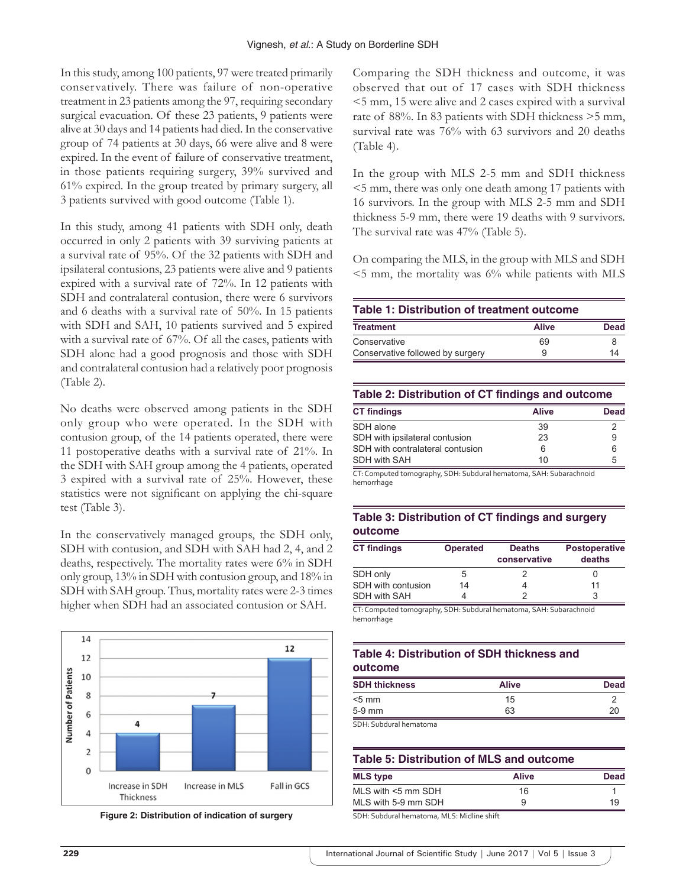In this study, among 100 patients, 97 were treated primarily conservatively. There was failure of non-operative treatment in 23 patients among the 97, requiring secondary surgical evacuation. Of these 23 patients, 9 patients were alive at 30 days and 14 patients had died. In the conservative group of 74 patients at 30 days, 66 were alive and 8 were expired. In the event of failure of conservative treatment, in those patients requiring surgery, 39% survived and 61% expired. In the group treated by primary surgery, all 3 patients survived with good outcome (Table 1).

In this study, among 41 patients with SDH only, death occurred in only 2 patients with 39 surviving patients at a survival rate of 95%. Of the 32 patients with SDH and ipsilateral contusions, 23 patients were alive and 9 patients expired with a survival rate of 72%. In 12 patients with SDH and contralateral contusion, there were 6 survivors and 6 deaths with a survival rate of 50%. In 15 patients with SDH and SAH, 10 patients survived and 5 expired with a survival rate of 67%. Of all the cases, patients with SDH alone had a good prognosis and those with SDH and contralateral contusion had a relatively poor prognosis (Table 2).

No deaths were observed among patients in the SDH only group who were operated. In the SDH with contusion group, of the 14 patients operated, there were 11 postoperative deaths with a survival rate of 21%. In the SDH with SAH group among the 4 patients, operated 3 expired with a survival rate of 25%. However, these statistics were not significant on applying the chi-square test (Table 3).

In the conservatively managed groups, the SDH only, SDH with contusion, and SDH with SAH had 2, 4, and 2 deaths, respectively. The mortality rates were 6% in SDH only group, 13% in SDH with contusion group, and 18% in SDH with SAH group. Thus, mortality rates were 2-3 times higher when SDH had an associated contusion or SAH.

| Indication | Number of Patients |
|---|---|
| Increase in SDH Thickness | 4 |
| Increase in MLS | 7 |
| Fall in GCS | 12 |

Figure 2: Distribution of indication of surgery

Comparing the SDH thickness and outcome, it was observed that out of 17 cases with SDH thickness <5 mm, 15 were alive and 2 cases expired with a survival rate of 88%. In 83 patients with SDH thickness >5 mm, survival rate was 76% with 63 survivors and 20 deaths (Table 4).

In the group with MLS 2-5 mm and SDH thickness <5 mm, there was only one death among 17 patients with 16 survivors. In the group with MLS 2-5 mm and SDH thickness 5-9 mm, there were 19 deaths with 9 survivors. The survival rate was 47% (Table 5).

On comparing the MLS, in the group with MLS and SDH <5 mm, the mortality was 6% while patients with MLS

**Table 1: Distribution of treatment outcome**

| Treatment | Alive | Dead |
|---|---|---|
| Conservative | 69 | 8 |
| Conservative followed by surgery | 9 | 14 |

**Table 2: Distribution of CT findings and outcome**

| CT findings | Alive | Dead |
|---|---|---|
| SDH alone | 39 | 2 |
| SDH with ipsilateral contusion | 23 | 9 |
| SDH with contralateral contusion | 6 | 6 |
| SDH with SAH | 10 | 5 |

CT: Computed tomography, SDH: Subdural hematoma, SAH: Subarachnoid hemorrhage

**Table 3: Distribution of CT findings and surgery outcome**

| CT findings | Operated | Deaths conservative | Postoperative deaths |
|---|---|---|---|
| SDH only | 5 | 2 | 0 |
| SDH with contusion | 14 | 4 | 11 |
| SDH with SAH | 4 | 2 | 3 |

CT: Computed tomography, SDH: Subdural hematoma, SAH: Subarachnoid hemorrhage

**Table 4: Distribution of SDH thickness and outcome**

| SDH thickness | Alive | Dead |
|---|---|---|
| <5 mm | 15 | 2 |
| 5-9 mm | 63 | 20 |

SDH: Subdural hematoma

**Table 5: Distribution of MLS and outcome**

| MLS type | Alive | Dead |
|---|---|---|
| MLS with <5 mm SDH | 16 | 1 |
| MLS with 5-9 mm SDH | 9 | 19 |

SDH: Subdural hematoma, MLS: Midline shift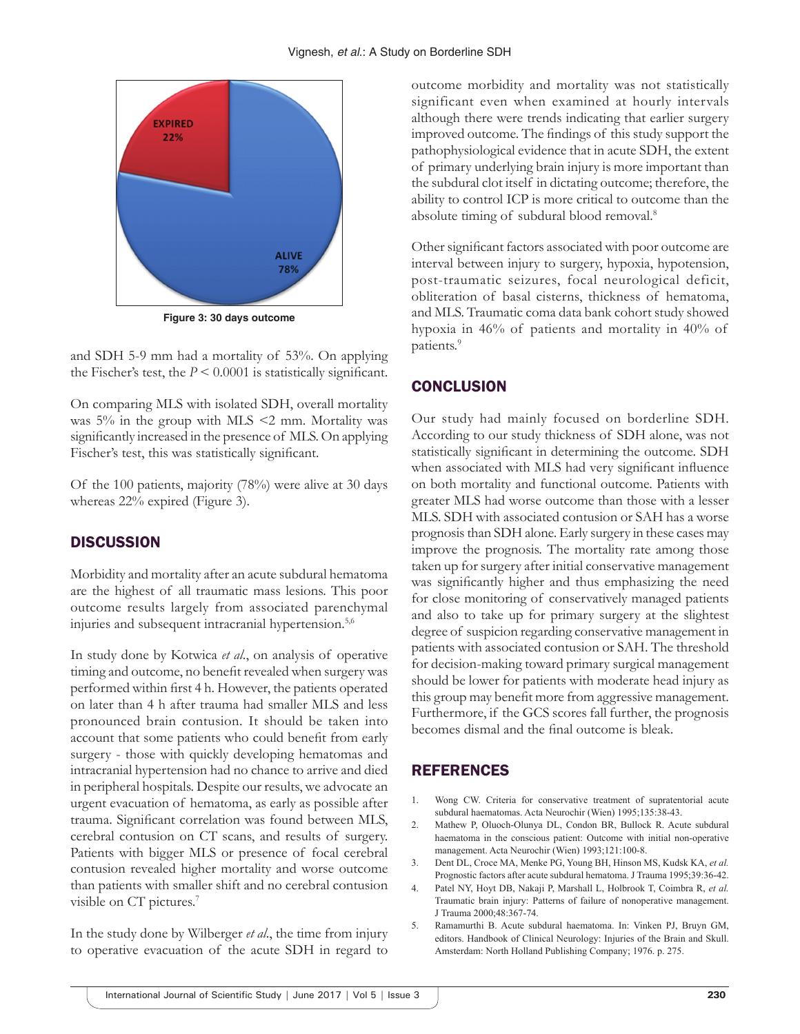Figure 3: 30 days outcome

and SDH 5-9 mm had a mortality of 53%. On applying the Fischer's test, the $P < 0.0001$ is statistically significant.

On comparing MLS with isolated SDH, overall mortality was 5% in the group with MLS <2 mm. Mortality was significantly increased in the presence of MLS. On applying Fischer's test, this was statistically significant.

Of the 100 patients, majority (78%) were alive at 30 days whereas 22% expired (Figure 3).

## DISCUSSION

Morbidity and mortality after an acute subdural hematoma are the highest of all traumatic mass lesions. This poor outcome results largely from associated parenchymal injuries and subsequent intracranial hypertension.[5,6]

In study done by Kotwica *et al.*, on analysis of operative timing and outcome, no benefit revealed when surgery was performed within first 4 h. However, the patients operated on later than 4 h after trauma had smaller MLS and less pronounced brain contusion. It should be taken into account that some patients who could benefit from early surgery - those with quickly developing hematomas and intracranial hypertension had no chance to arrive and died in peripheral hospitals. Despite our results, we advocate an urgent evacuation of hematoma, as early as possible after trauma. Significant correlation was found between MLS, cerebral contusion on CT scans, and results of surgery. Patients with bigger MLS or presence of focal cerebral contusion revealed higher mortality and worse outcome than patients with smaller shift and no cerebral contusion visible on CT pictures.[7]

In the study done by Wilberger *et al.*, the time from injury to operative evacuation of the acute SDH in regard to outcome morbidity and mortality was not statistically significant even when examined at hourly intervals although there were trends indicating that earlier surgery improved outcome. The findings of this study support the pathophysiological evidence that in acute SDH, the extent of primary underlying brain injury is more important than the subdural clot itself in dictating outcome; therefore, the ability to control ICP is more critical to outcome than the absolute timing of subdural blood removal.[8]

Other significant factors associated with poor outcome are interval between injury to surgery, hypoxia, hypotension, post-traumatic seizures, focal neurological deficit, obliteration of basal cisterns, thickness of hematoma, and MLS. Traumatic coma data bank cohort study showed hypoxia in 46% of patients and mortality in 40% of patients.[9]

## CONCLUSION

Our study had mainly focused on borderline SDH. According to our study thickness of SDH alone, was not statistically significant in determining the outcome. SDH when associated with MLS had very significant influence on both mortality and functional outcome. Patients with greater MLS had worse outcome than those with a lesser MLS. SDH with associated contusion or SAH has a worse prognosis than SDH alone. Early surgery in these cases may improve the prognosis. The mortality rate among those taken up for surgery after initial conservative management was significantly higher and thus emphasizing the need for close monitoring of conservatively managed patients and also to take up for primary surgery at the slightest degree of suspicion regarding conservative management in patients with associated contusion or SAH. The threshold for decision-making toward primary surgical management should be lower for patients with moderate head injury as this group may benefit more from aggressive management. Furthermore, if the GCS scores fall further, the prognosis becomes dismal and the final outcome is bleak.

## REFERENCES

1. Wong CW. Criteria for conservative treatment of supratentorial acute subdural haematomas. Acta Neurochir (Wien) 1995;135:38-43.
2. Mathew P, Oluoch-Olunya DL, Condon BR, Bullock R. Acute subdural haematoma in the conscious patient: Outcome with initial non-operative management. Acta Neurochir (Wien) 1993;121:100-8.
3. Dent DL, Croce MA, Menke PG, Young BH, Hinson MS, Kudsk KA, *et al.* Prognostic factors after acute subdural hematoma. J Trauma 1995;39:36-42.
4. Patel NY, Hoyt DB, Nakaji P, Marshall L, Holbrook T, Coimbra R, *et al.* Traumatic brain injury: Patterns of failure of nonoperative management. J Trauma 2000;48:367-74.
5. Ramamurthi B. Acute subdural haematoma. In: Vinken PJ, Bruyn GM, editors. Handbook of Clinical Neurology: Injuries of the Brain and Skull. Amsterdam: North Holland Publishing Company; 1976. p. 275.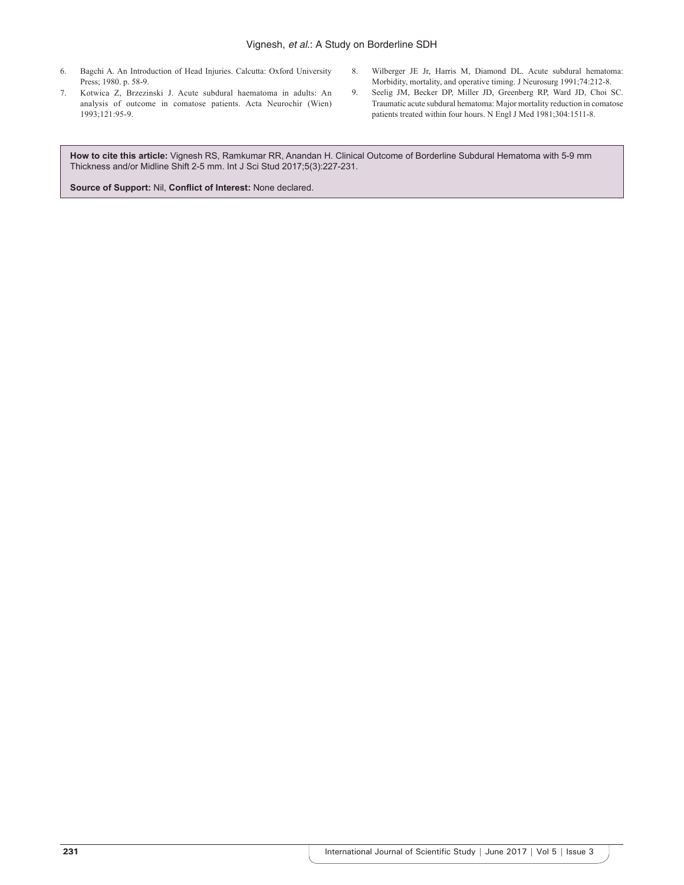6. Bagchi A. An Introduction of Head Injuries. Calcutta: Oxford University Press; 1980. p. 58-9.
7. Kotwica Z, Brzezinski J. Acute subdural haematoma in adults: An analysis of outcome in comatose patients. Acta Neurochir (Wien) 1993;121:95-9.
8. Wilberger JE Jr, Harris M, Diamond DL. Acute subdural hematoma: Morbidity, mortality, and operative timing. J Neurosurg 1991;74:212-8.
9. Seelig JM, Becker DP, Miller JD, Greenberg RP, Ward JD, Choi SC. Traumatic acute subdural hematoma: Major mortality reduction in comatose patients treated within four hours. N Engl J Med 1981;304:1511-8.

**How to cite this article:** Vignesh RS, Ramkumar RR, Anandan H. Clinical Outcome of Borderline Subdural Hematoma with 5-9 mm Thickness and/or Midline Shift 2-5 mm. Int J Sci Stud 2017;5(3):227-231.

**Source of Support:** Nil, **Conflict of Interest:** None declared.